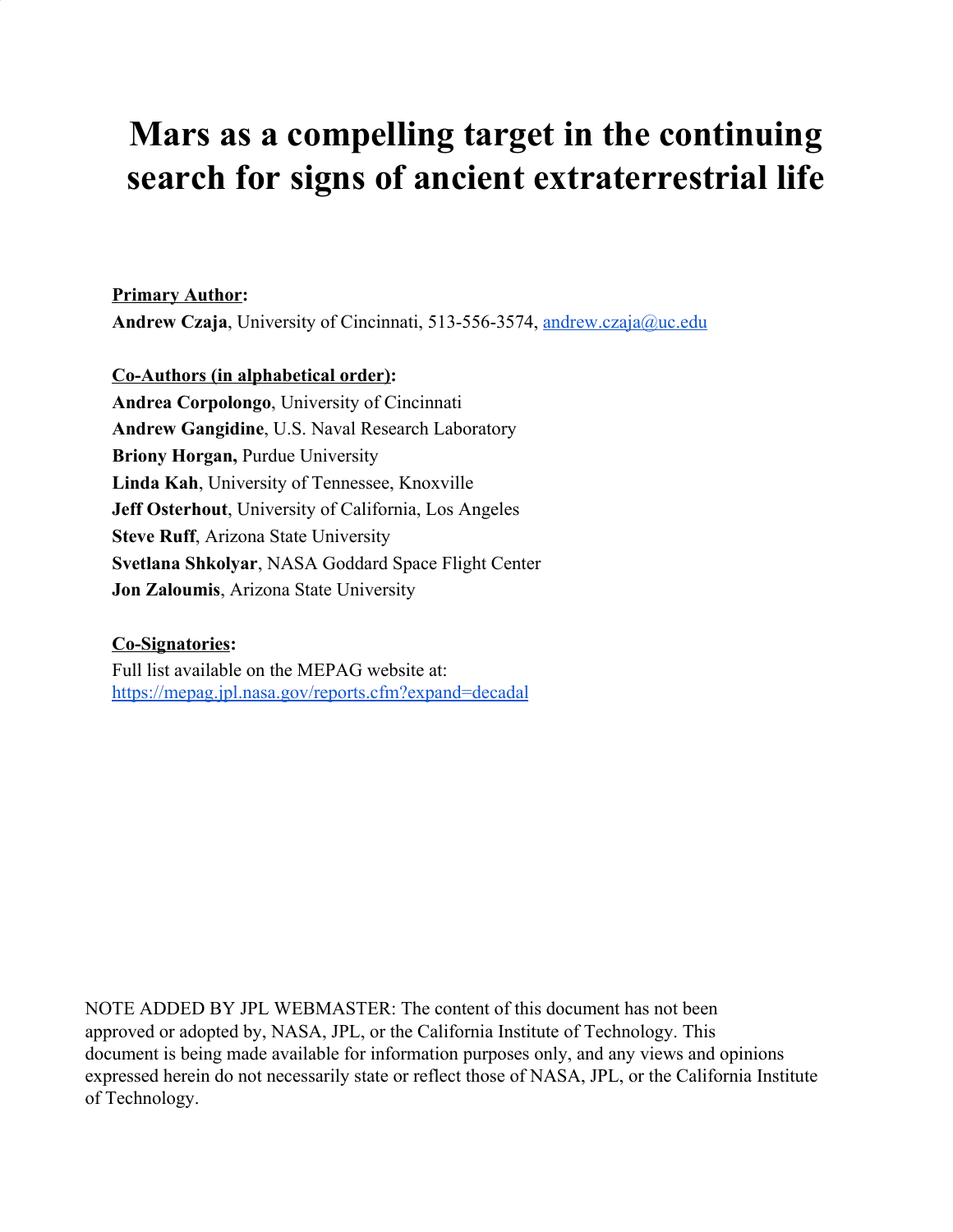# Mars as a compelling target in the continuing search for signs of ancient extraterrestrial life

**Primary Author:**

**Andrew Czaja**, University of Cincinnati, 513-556-3574, andrew.czaja@uc.edu

**Co-Authors (in alphabetical order):**

**Andrea Corpolongo**, University of Cincinnati
**Andrew Gangidine**, U.S. Naval Research Laboratory
**Briony Horgan,** Purdue University
**Linda Kah**, University of Tennessee, Knoxville
**Jeff Osterhout**, University of California, Los Angeles
**Steve Ruff**, Arizona State University
**Svetlana Shkolyar**, NASA Goddard Space Flight Center
**Jon Zaloumis**, Arizona State University

**Co-Signatories:**

Full list available on the MEPAG website at:
https://mepag.jpl.nasa.gov/reports.cfm?expand=decadal

NOTE ADDED BY JPL WEBMASTER: The content of this document has not been approved or adopted by, NASA, JPL, or the California Institute of Technology. This document is being made available for information purposes only, and any views and opinions expressed herein do not necessarily state or reflect those of NASA, JPL, or the California Institute of Technology.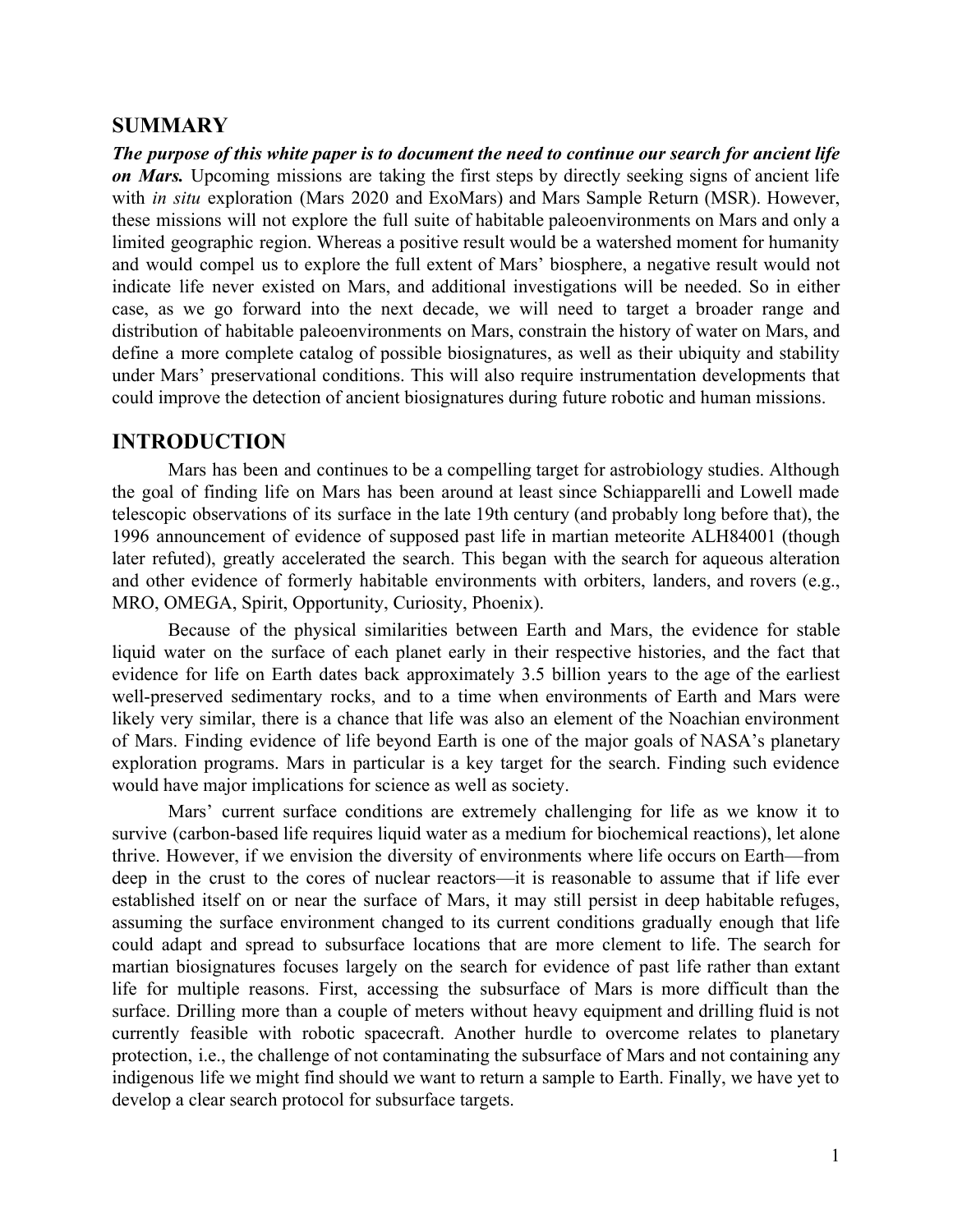## SUMMARY

***The purpose of this white paper is to document the need to continue our search for ancient life on Mars.*** Upcoming missions are taking the first steps by directly seeking signs of ancient life with *in situ* exploration (Mars 2020 and ExoMars) and Mars Sample Return (MSR). However, these missions will not explore the full suite of habitable paleoenvironments on Mars and only a limited geographic region. Whereas a positive result would be a watershed moment for humanity and would compel us to explore the full extent of Mars' biosphere, a negative result would not indicate life never existed on Mars, and additional investigations will be needed. So in either case, as we go forward into the next decade, we will need to target a broader range and distribution of habitable paleoenvironments on Mars, constrain the history of water on Mars, and define a more complete catalog of possible biosignatures, as well as their ubiquity and stability under Mars' preservational conditions. This will also require instrumentation developments that could improve the detection of ancient biosignatures during future robotic and human missions.

## INTRODUCTION

Mars has been and continues to be a compelling target for astrobiology studies. Although the goal of finding life on Mars has been around at least since Schiapparelli and Lowell made telescopic observations of its surface in the late 19th century (and probably long before that), the 1996 announcement of evidence of supposed past life in martian meteorite ALH84001 (though later refuted), greatly accelerated the search. This began with the search for aqueous alteration and other evidence of formerly habitable environments with orbiters, landers, and rovers (e.g., MRO, OMEGA, Spirit, Opportunity, Curiosity, Phoenix).

Because of the physical similarities between Earth and Mars, the evidence for stable liquid water on the surface of each planet early in their respective histories, and the fact that evidence for life on Earth dates back approximately 3.5 billion years to the age of the earliest well-preserved sedimentary rocks, and to a time when environments of Earth and Mars were likely very similar, there is a chance that life was also an element of the Noachian environment of Mars. Finding evidence of life beyond Earth is one of the major goals of NASA's planetary exploration programs. Mars in particular is a key target for the search. Finding such evidence would have major implications for science as well as society.

Mars' current surface conditions are extremely challenging for life as we know it to survive (carbon-based life requires liquid water as a medium for biochemical reactions), let alone thrive. However, if we envision the diversity of environments where life occurs on Earth—from deep in the crust to the cores of nuclear reactors—it is reasonable to assume that if life ever established itself on or near the surface of Mars, it may still persist in deep habitable refuges, assuming the surface environment changed to its current conditions gradually enough that life could adapt and spread to subsurface locations that are more clement to life. The search for martian biosignatures focuses largely on the search for evidence of past life rather than extant life for multiple reasons. First, accessing the subsurface of Mars is more difficult than the surface. Drilling more than a couple of meters without heavy equipment and drilling fluid is not currently feasible with robotic spacecraft. Another hurdle to overcome relates to planetary protection, i.e., the challenge of not contaminating the subsurface of Mars and not containing any indigenous life we might find should we want to return a sample to Earth. Finally, we have yet to develop a clear search protocol for subsurface targets.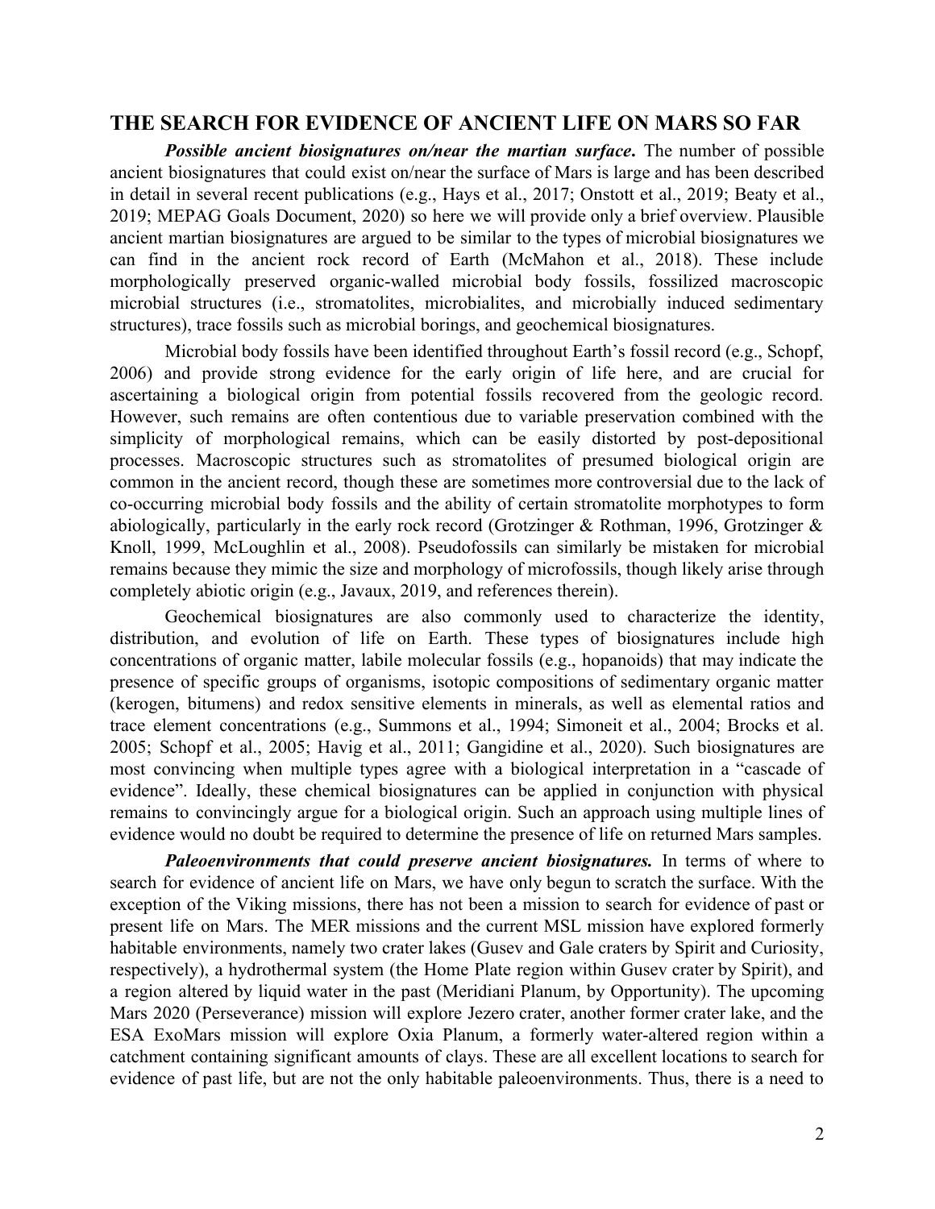## THE SEARCH FOR EVIDENCE OF ANCIENT LIFE ON MARS SO FAR

***Possible ancient biosignatures on/near the martian surface.*** The number of possible ancient biosignatures that could exist on/near the surface of Mars is large and has been described in detail in several recent publications (e.g., Hays et al., 2017; Onstott et al., 2019; Beaty et al., 2019; MEPAG Goals Document, 2020) so here we will provide only a brief overview. Plausible ancient martian biosignatures are argued to be similar to the types of microbial biosignatures we can find in the ancient rock record of Earth (McMahon et al., 2018). These include morphologically preserved organic-walled microbial body fossils, fossilized macroscopic microbial structures (i.e., stromatolites, microbialites, and microbially induced sedimentary structures), trace fossils such as microbial borings, and geochemical biosignatures.

Microbial body fossils have been identified throughout Earth's fossil record (e.g., Schopf, 2006) and provide strong evidence for the early origin of life here, and are crucial for ascertaining a biological origin from potential fossils recovered from the geologic record. However, such remains are often contentious due to variable preservation combined with the simplicity of morphological remains, which can be easily distorted by post-depositional processes. Macroscopic structures such as stromatolites of presumed biological origin are common in the ancient record, though these are sometimes more controversial due to the lack of co-occurring microbial body fossils and the ability of certain stromatolite morphotypes to form abiologically, particularly in the early rock record (Grotzinger & Rothman, 1996, Grotzinger & Knoll, 1999, McLoughlin et al., 2008). Pseudofossils can similarly be mistaken for microbial remains because they mimic the size and morphology of microfossils, though likely arise through completely abiotic origin (e.g., Javaux, 2019, and references therein).

Geochemical biosignatures are also commonly used to characterize the identity, distribution, and evolution of life on Earth. These types of biosignatures include high concentrations of organic matter, labile molecular fossils (e.g., hopanoids) that may indicate the presence of specific groups of organisms, isotopic compositions of sedimentary organic matter (kerogen, bitumens) and redox sensitive elements in minerals, as well as elemental ratios and trace element concentrations (e.g., Summons et al., 1994; Simoneit et al., 2004; Brocks et al. 2005; Schopf et al., 2005; Havig et al., 2011; Gangidine et al., 2020). Such biosignatures are most convincing when multiple types agree with a biological interpretation in a "cascade of evidence". Ideally, these chemical biosignatures can be applied in conjunction with physical remains to convincingly argue for a biological origin. Such an approach using multiple lines of evidence would no doubt be required to determine the presence of life on returned Mars samples.

***Paleoenvironments that could preserve ancient biosignatures.*** In terms of where to search for evidence of ancient life on Mars, we have only begun to scratch the surface. With the exception of the Viking missions, there has not been a mission to search for evidence of past or present life on Mars. The MER missions and the current MSL mission have explored formerly habitable environments, namely two crater lakes (Gusev and Gale craters by Spirit and Curiosity, respectively), a hydrothermal system (the Home Plate region within Gusev crater by Spirit), and a region altered by liquid water in the past (Meridiani Planum, by Opportunity). The upcoming Mars 2020 (Perseverance) mission will explore Jezero crater, another former crater lake, and the ESA ExoMars mission will explore Oxia Planum, a formerly water-altered region within a catchment containing significant amounts of clays. These are all excellent locations to search for evidence of past life, but are not the only habitable paleoenvironments. Thus, there is a need to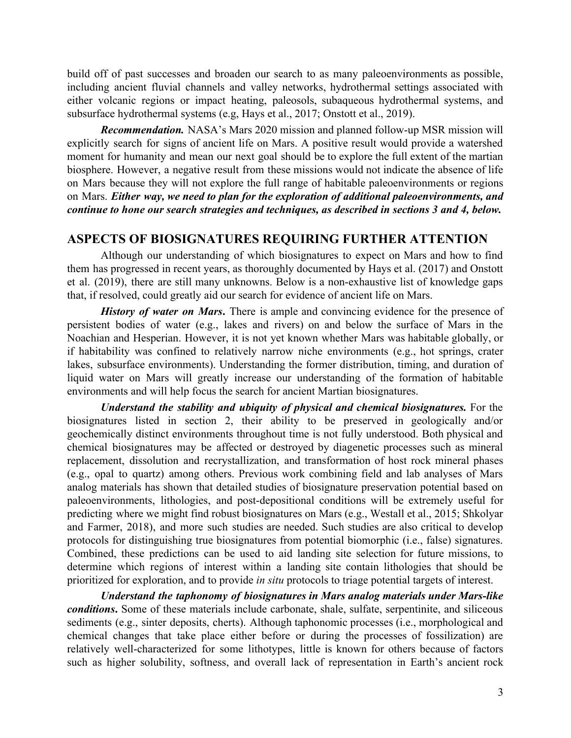build off of past successes and broaden our search to as many paleoenvironments as possible, including ancient fluvial channels and valley networks, hydrothermal settings associated with either volcanic regions or impact heating, paleosols, subaqueous hydrothermal systems, and subsurface hydrothermal systems (e.g, Hays et al., 2017; Onstott et al., 2019).

***Recommendation.*** NASA's Mars 2020 mission and planned follow-up MSR mission will explicitly search for signs of ancient life on Mars. A positive result would provide a watershed moment for humanity and mean our next goal should be to explore the full extent of the martian biosphere. However, a negative result from these missions would not indicate the absence of life on Mars because they will not explore the full range of habitable paleoenvironments or regions on Mars. ***Either way, we need to plan for the exploration of additional paleoenvironments, and continue to hone our search strategies and techniques, as described in sections 3 and 4, below.***

## ASPECTS OF BIOSIGNATURES REQUIRING FURTHER ATTENTION

Although our understanding of which biosignatures to expect on Mars and how to find them has progressed in recent years, as thoroughly documented by Hays et al. (2017) and Onstott et al. (2019), there are still many unknowns. Below is a non-exhaustive list of knowledge gaps that, if resolved, could greatly aid our search for evidence of ancient life on Mars.

***History of water on Mars*.** There is ample and convincing evidence for the presence of persistent bodies of water (e.g., lakes and rivers) on and below the surface of Mars in the Noachian and Hesperian. However, it is not yet known whether Mars was habitable globally, or if habitability was confined to relatively narrow niche environments (e.g., hot springs, crater lakes, subsurface environments). Understanding the former distribution, timing, and duration of liquid water on Mars will greatly increase our understanding of the formation of habitable environments and will help focus the search for ancient Martian biosignatures.

***Understand the stability and ubiquity of physical and chemical biosignatures.*** For the biosignatures listed in section 2, their ability to be preserved in geologically and/or geochemically distinct environments throughout time is not fully understood. Both physical and chemical biosignatures may be affected or destroyed by diagenetic processes such as mineral replacement, dissolution and recrystallization, and transformation of host rock mineral phases (e.g., opal to quartz) among others. Previous work combining field and lab analyses of Mars analog materials has shown that detailed studies of biosignature preservation potential based on paleoenvironments, lithologies, and post-depositional conditions will be extremely useful for predicting where we might find robust biosignatures on Mars (e.g., Westall et al., 2015; Shkolyar and Farmer, 2018), and more such studies are needed. Such studies are also critical to develop protocols for distinguishing true biosignatures from potential biomorphic (i.e., false) signatures. Combined, these predictions can be used to aid landing site selection for future missions, to determine which regions of interest within a landing site contain lithologies that should be prioritized for exploration, and to provide *in situ* protocols to triage potential targets of interest.

***Understand the taphonomy of biosignatures in Mars analog materials under Mars-like conditions*.** Some of these materials include carbonate, shale, sulfate, serpentinite, and siliceous sediments (e.g., sinter deposits, cherts). Although taphonomic processes (i.e., morphological and chemical changes that take place either before or during the processes of fossilization) are relatively well-characterized for some lithotypes, little is known for others because of factors such as higher solubility, softness, and overall lack of representation in Earth's ancient rock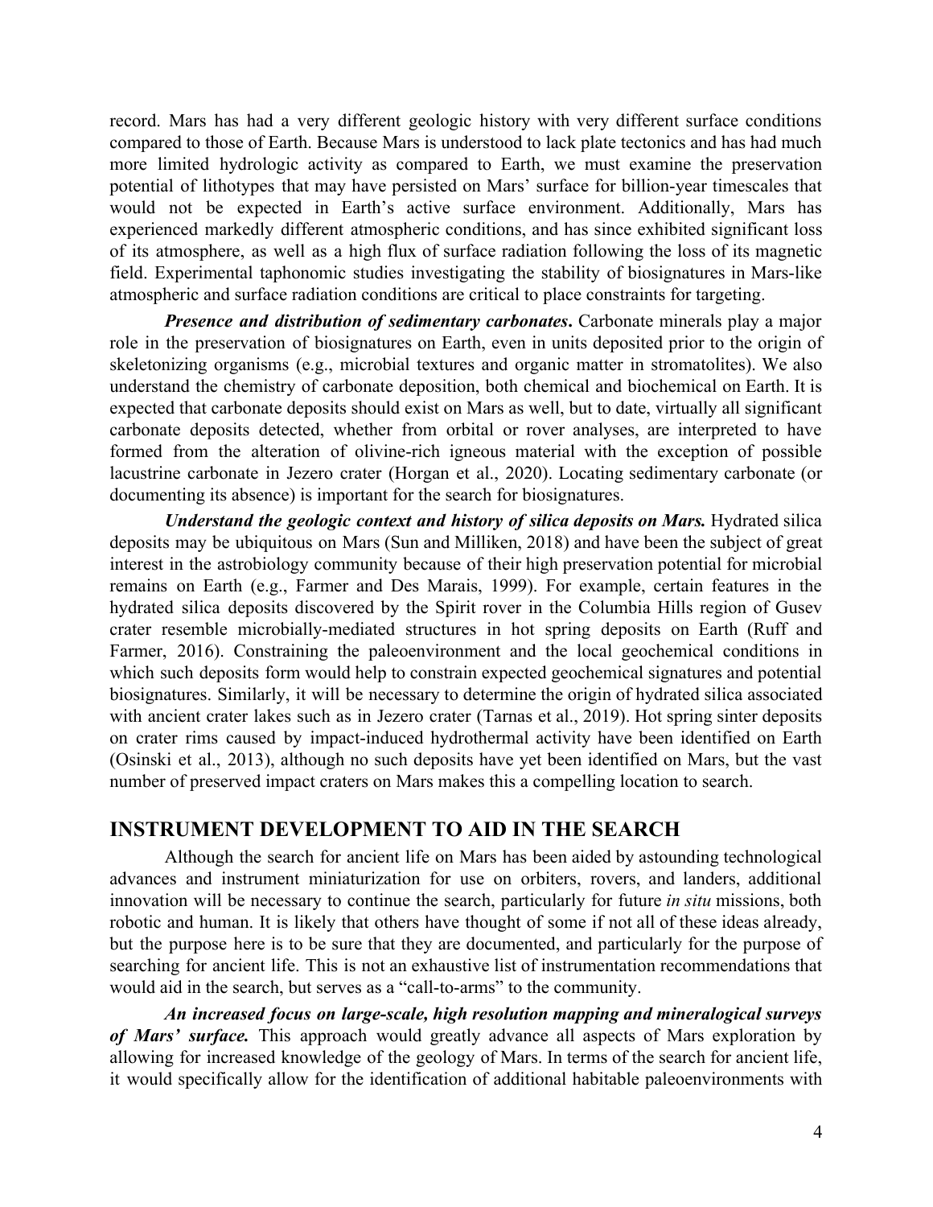record. Mars has had a very different geologic history with very different surface conditions compared to those of Earth. Because Mars is understood to lack plate tectonics and has had much more limited hydrologic activity as compared to Earth, we must examine the preservation potential of lithotypes that may have persisted on Mars' surface for billion-year timescales that would not be expected in Earth's active surface environment. Additionally, Mars has experienced markedly different atmospheric conditions, and has since exhibited significant loss of its atmosphere, as well as a high flux of surface radiation following the loss of its magnetic field. Experimental taphonomic studies investigating the stability of biosignatures in Mars-like atmospheric and surface radiation conditions are critical to place constraints for targeting.

***Presence and distribution of sedimentary carbonates***. Carbonate minerals play a major role in the preservation of biosignatures on Earth, even in units deposited prior to the origin of skeletonizing organisms (e.g., microbial textures and organic matter in stromatolites). We also understand the chemistry of carbonate deposition, both chemical and biochemical on Earth. It is expected that carbonate deposits should exist on Mars as well, but to date, virtually all significant carbonate deposits detected, whether from orbital or rover analyses, are interpreted to have formed from the alteration of olivine-rich igneous material with the exception of possible lacustrine carbonate in Jezero crater (Horgan et al., 2020). Locating sedimentary carbonate (or documenting its absence) is important for the search for biosignatures.

***Understand the geologic context and history of silica deposits on Mars.*** Hydrated silica deposits may be ubiquitous on Mars (Sun and Milliken, 2018) and have been the subject of great interest in the astrobiology community because of their high preservation potential for microbial remains on Earth (e.g., Farmer and Des Marais, 1999). For example, certain features in the hydrated silica deposits discovered by the Spirit rover in the Columbia Hills region of Gusev crater resemble microbially-mediated structures in hot spring deposits on Earth (Ruff and Farmer, 2016). Constraining the paleoenvironment and the local geochemical conditions in which such deposits form would help to constrain expected geochemical signatures and potential biosignatures. Similarly, it will be necessary to determine the origin of hydrated silica associated with ancient crater lakes such as in Jezero crater (Tarnas et al., 2019). Hot spring sinter deposits on crater rims caused by impact-induced hydrothermal activity have been identified on Earth (Osinski et al., 2013), although no such deposits have yet been identified on Mars, but the vast number of preserved impact craters on Mars makes this a compelling location to search.

## INSTRUMENT DEVELOPMENT TO AID IN THE SEARCH

Although the search for ancient life on Mars has been aided by astounding technological advances and instrument miniaturization for use on orbiters, rovers, and landers, additional innovation will be necessary to continue the search, particularly for future *in situ* missions, both robotic and human. It is likely that others have thought of some if not all of these ideas already, but the purpose here is to be sure that they are documented, and particularly for the purpose of searching for ancient life. This is not an exhaustive list of instrumentation recommendations that would aid in the search, but serves as a "call-to-arms" to the community.

***An increased focus on large-scale, high resolution mapping and mineralogical surveys of Mars' surface.*** This approach would greatly advance all aspects of Mars exploration by allowing for increased knowledge of the geology of Mars. In terms of the search for ancient life, it would specifically allow for the identification of additional habitable paleoenvironments with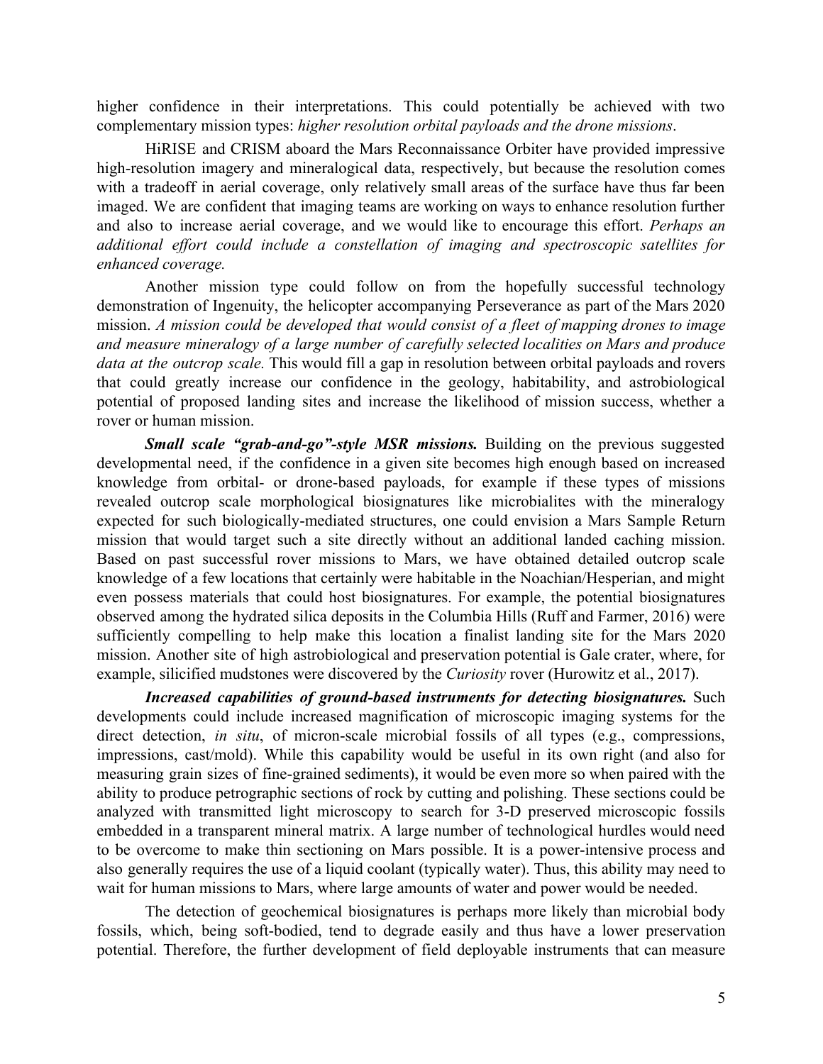higher confidence in their interpretations. This could potentially be achieved with two complementary mission types: *higher resolution orbital payloads and the drone missions*.

HiRISE and CRISM aboard the Mars Reconnaissance Orbiter have provided impressive high-resolution imagery and mineralogical data, respectively, but because the resolution comes with a tradeoff in aerial coverage, only relatively small areas of the surface have thus far been imaged. We are confident that imaging teams are working on ways to enhance resolution further and also to increase aerial coverage, and we would like to encourage this effort. *Perhaps an additional effort could include a constellation of imaging and spectroscopic satellites for enhanced coverage.*

Another mission type could follow on from the hopefully successful technology demonstration of Ingenuity, the helicopter accompanying Perseverance as part of the Mars 2020 mission. *A mission could be developed that would consist of a fleet of mapping drones to image and measure mineralogy of a large number of carefully selected localities on Mars and produce data at the outcrop scale.* This would fill a gap in resolution between orbital payloads and rovers that could greatly increase our confidence in the geology, habitability, and astrobiological potential of proposed landing sites and increase the likelihood of mission success, whether a rover or human mission.

***Small scale "grab-and-go"-style MSR missions.*** Building on the previous suggested developmental need, if the confidence in a given site becomes high enough based on increased knowledge from orbital- or drone-based payloads, for example if these types of missions revealed outcrop scale morphological biosignatures like microbialites with the mineralogy expected for such biologically-mediated structures, one could envision a Mars Sample Return mission that would target such a site directly without an additional landed caching mission. Based on past successful rover missions to Mars, we have obtained detailed outcrop scale knowledge of a few locations that certainly were habitable in the Noachian/Hesperian, and might even possess materials that could host biosignatures. For example, the potential biosignatures observed among the hydrated silica deposits in the Columbia Hills (Ruff and Farmer, 2016) were sufficiently compelling to help make this location a finalist landing site for the Mars 2020 mission. Another site of high astrobiological and preservation potential is Gale crater, where, for example, silicified mudstones were discovered by the *Curiosity* rover (Hurowitz et al., 2017).

***Increased capabilities of ground-based instruments for detecting biosignatures.*** Such developments could include increased magnification of microscopic imaging systems for the direct detection, *in situ*, of micron-scale microbial fossils of all types (e.g., compressions, impressions, cast/mold). While this capability would be useful in its own right (and also for measuring grain sizes of fine-grained sediments), it would be even more so when paired with the ability to produce petrographic sections of rock by cutting and polishing. These sections could be analyzed with transmitted light microscopy to search for 3-D preserved microscopic fossils embedded in a transparent mineral matrix. A large number of technological hurdles would need to be overcome to make thin sectioning on Mars possible. It is a power-intensive process and also generally requires the use of a liquid coolant (typically water). Thus, this ability may need to wait for human missions to Mars, where large amounts of water and power would be needed.

The detection of geochemical biosignatures is perhaps more likely than microbial body fossils, which, being soft-bodied, tend to degrade easily and thus have a lower preservation potential. Therefore, the further development of field deployable instruments that can measure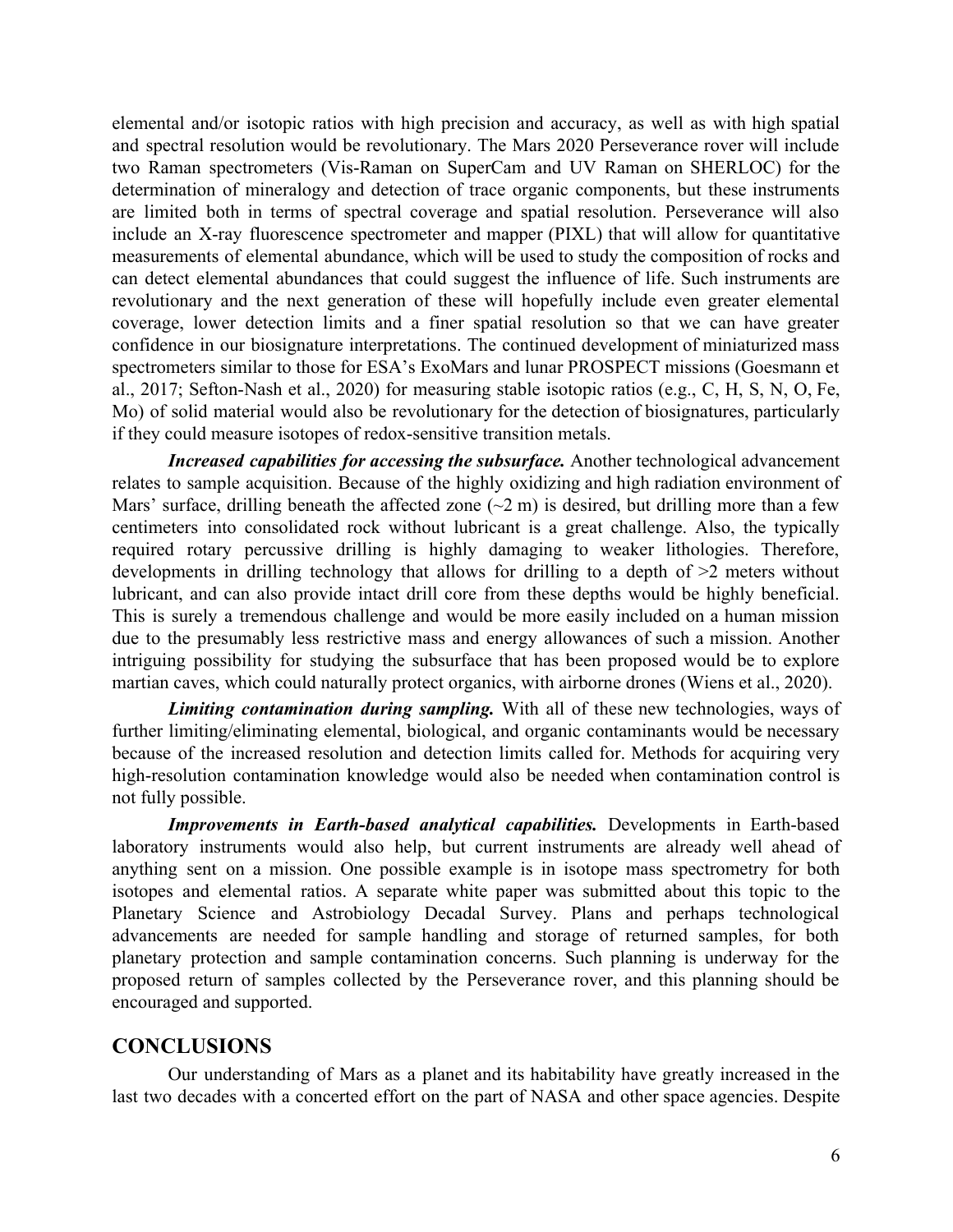elemental and/or isotopic ratios with high precision and accuracy, as well as with high spatial and spectral resolution would be revolutionary. The Mars 2020 Perseverance rover will include two Raman spectrometers (Vis-Raman on SuperCam and UV Raman on SHERLOC) for the determination of mineralogy and detection of trace organic components, but these instruments are limited both in terms of spectral coverage and spatial resolution. Perseverance will also include an X-ray fluorescence spectrometer and mapper (PIXL) that will allow for quantitative measurements of elemental abundance, which will be used to study the composition of rocks and can detect elemental abundances that could suggest the influence of life. Such instruments are revolutionary and the next generation of these will hopefully include even greater elemental coverage, lower detection limits and a finer spatial resolution so that we can have greater confidence in our biosignature interpretations. The continued development of miniaturized mass spectrometers similar to those for ESA's ExoMars and lunar PROSPECT missions (Goesmann et al., 2017; Sefton-Nash et al., 2020) for measuring stable isotopic ratios (e.g., C, H, S, N, O, Fe, Mo) of solid material would also be revolutionary for the detection of biosignatures, particularly if they could measure isotopes of redox-sensitive transition metals.

***Increased capabilities for accessing the subsurface.*** Another technological advancement relates to sample acquisition. Because of the highly oxidizing and high radiation environment of Mars' surface, drilling beneath the affected zone (~2 m) is desired, but drilling more than a few centimeters into consolidated rock without lubricant is a great challenge. Also, the typically required rotary percussive drilling is highly damaging to weaker lithologies. Therefore, developments in drilling technology that allows for drilling to a depth of >2 meters without lubricant, and can also provide intact drill core from these depths would be highly beneficial. This is surely a tremendous challenge and would be more easily included on a human mission due to the presumably less restrictive mass and energy allowances of such a mission. Another intriguing possibility for studying the subsurface that has been proposed would be to explore martian caves, which could naturally protect organics, with airborne drones (Wiens et al., 2020).

***Limiting contamination during sampling.*** With all of these new technologies, ways of further limiting/eliminating elemental, biological, and organic contaminants would be necessary because of the increased resolution and detection limits called for. Methods for acquiring very high-resolution contamination knowledge would also be needed when contamination control is not fully possible.

***Improvements in Earth-based analytical capabilities.*** Developments in Earth-based laboratory instruments would also help, but current instruments are already well ahead of anything sent on a mission. One possible example is in isotope mass spectrometry for both isotopes and elemental ratios. A separate white paper was submitted about this topic to the Planetary Science and Astrobiology Decadal Survey. Plans and perhaps technological advancements are needed for sample handling and storage of returned samples, for both planetary protection and sample contamination concerns. Such planning is underway for the proposed return of samples collected by the Perseverance rover, and this planning should be encouraged and supported.

## CONCLUSIONS

Our understanding of Mars as a planet and its habitability have greatly increased in the last two decades with a concerted effort on the part of NASA and other space agencies. Despite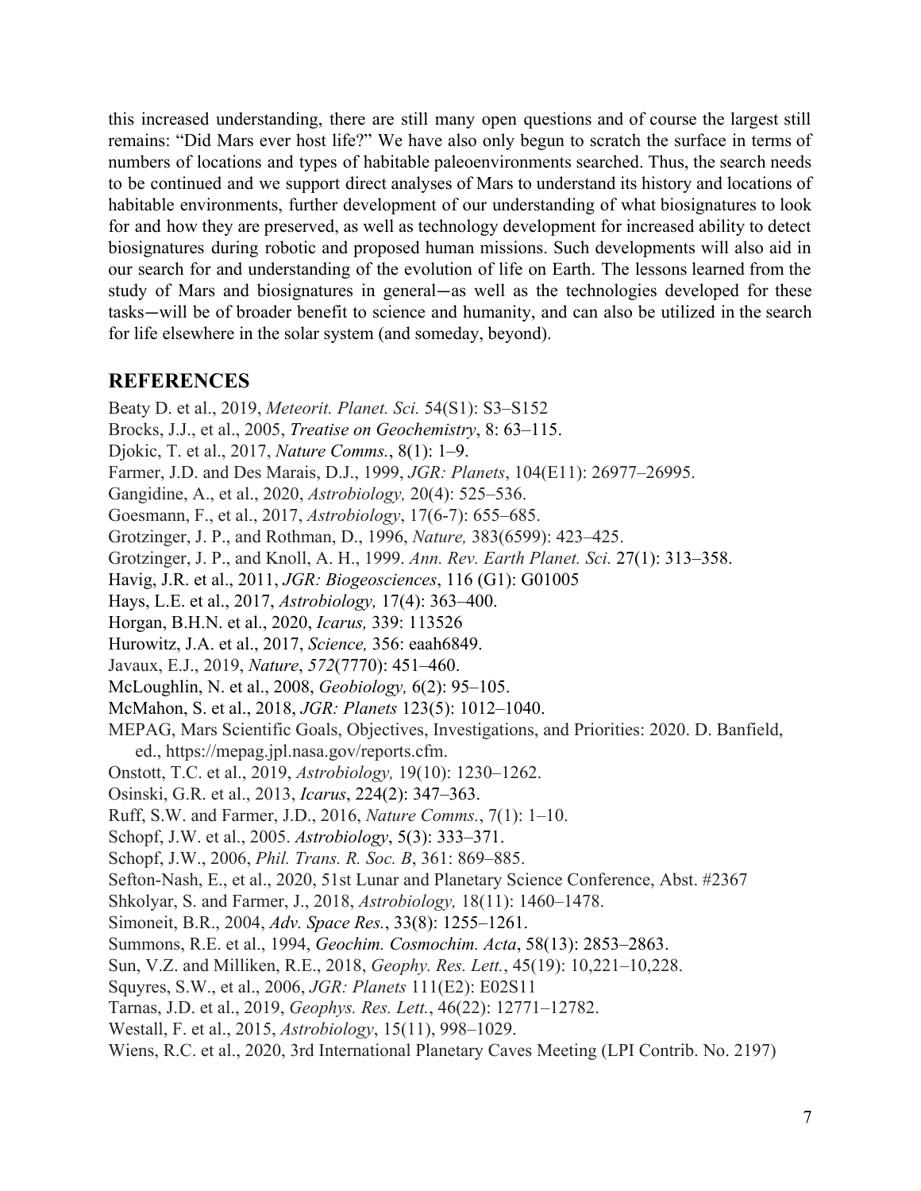this increased understanding, there are still many open questions and of course the largest still remains: "Did Mars ever host life?" We have also only begun to scratch the surface in terms of numbers of locations and types of habitable paleoenvironments searched. Thus, the search needs to be continued and we support direct analyses of Mars to understand its history and locations of habitable environments, further development of our understanding of what biosignatures to look for and how they are preserved, as well as technology development for increased ability to detect biosignatures during robotic and proposed human missions. Such developments will also aid in our search for and understanding of the evolution of life on Earth. The lessons learned from the study of Mars and biosignatures in general—as well as the technologies developed for these tasks—will be of broader benefit to science and humanity, and can also be utilized in the search for life elsewhere in the solar system (and someday, beyond).

## REFERENCES

Beaty D. et al., 2019, *Meteorit. Planet. Sci.* 54(S1): S3–S152

Brocks, J.J., et al., 2005, *Treatise on Geochemistry*, 8: 63–115.

Djokic, T. et al., 2017, *Nature Comms.*, 8(1): 1–9.

Farmer, J.D. and Des Marais, D.J., 1999, *JGR: Planets*, 104(E11): 26977–26995.

Gangidine, A., et al., 2020, *Astrobiology,* 20(4): 525–536.

Goesmann, F., et al., 2017, *Astrobiology*, 17(6-7): 655–685.

Grotzinger, J. P., and Rothman, D., 1996, *Nature,* 383(6599): 423–425.

Grotzinger, J. P., and Knoll, A. H., 1999. *Ann. Rev. Earth Planet. Sci.* 27(1): 313–358.

Havig, J.R. et al., 2011, *JGR: Biogeosciences*, 116 (G1): G01005

Hays, L.E. et al., 2017, *Astrobiology,* 17(4): 363–400.

Horgan, B.H.N. et al., 2020, *Icarus,* 339: 113526

Hurowitz, J.A. et al., 2017, *Science,* 356: eaah6849.

Javaux, E.J., 2019, *Nature*, *572*(7770): 451–460.

McLoughlin, N. et al., 2008, *Geobiology,* 6(2): 95–105.

McMahon, S. et al., 2018, *JGR: Planets* 123(5): 1012–1040.

MEPAG, Mars Scientific Goals, Objectives, Investigations, and Priorities: 2020. D. Banfield, ed., https://mepag.jpl.nasa.gov/reports.cfm.

Onstott, T.C. et al., 2019, *Astrobiology,* 19(10): 1230–1262.

Osinski, G.R. et al., 2013, *Icarus*, 224(2): 347–363.

Ruff, S.W. and Farmer, J.D., 2016, *Nature Comms.*, 7(1): 1–10.

Schopf, J.W. et al., 2005. *Astrobiology*, 5(3): 333–371.

Schopf, J.W., 2006, *Phil. Trans. R. Soc. B*, 361: 869–885.

Sefton-Nash, E., et al., 2020, 51st Lunar and Planetary Science Conference, Abst. #2367

Shkolyar, S. and Farmer, J., 2018, *Astrobiology,* 18(11): 1460–1478.

Simoneit, B.R., 2004, *Adv. Space Res.*, 33(8): 1255–1261.

Summons, R.E. et al., 1994, *Geochim. Cosmochim. Acta*, 58(13): 2853–2863.

Sun, V.Z. and Milliken, R.E., 2018, *Geophy. Res. Lett.*, 45(19): 10,221–10,228.

Squyres, S.W., et al., 2006, *JGR: Planets* 111(E2): E02S11

Tarnas, J.D. et al., 2019, *Geophys. Res. Lett.*, 46(22): 12771–12782.

Westall, F. et al., 2015, *Astrobiology*, 15(11), 998–1029.

Wiens, R.C. et al., 2020, 3rd International Planetary Caves Meeting (LPI Contrib. No. 2197)